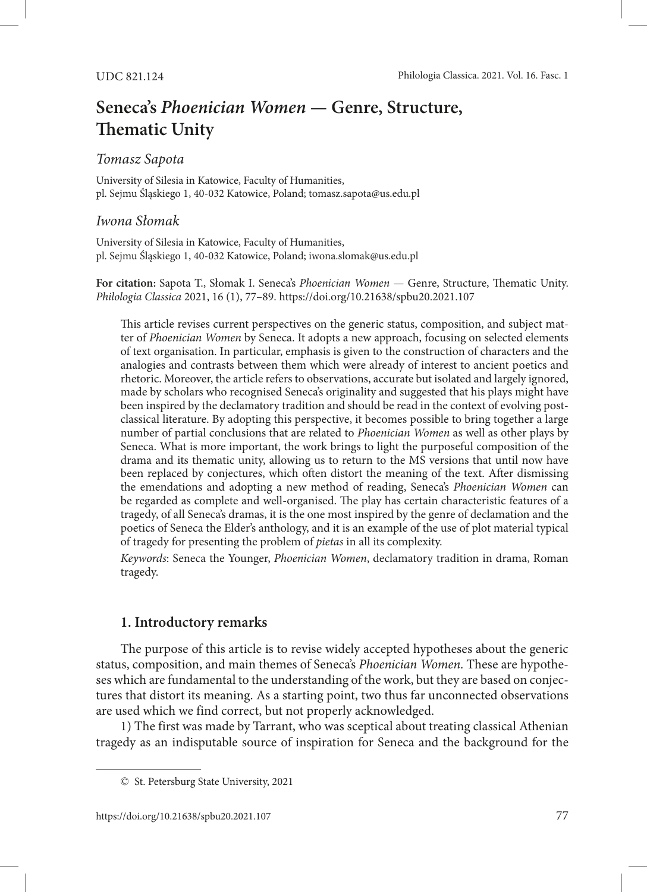UDC 821.124

# Seneca's *Phoenician Women* — Genre, Structure, Thematic Unity

*Tomasz Sapota*

University of Silesia in Katowice, Faculty of Humanities,
pl. Sejmu Śląskiego 1, 40-032 Katowice, Poland; tomasz.sapota@us.edu.pl

*Iwona Słomak*

University of Silesia in Katowice, Faculty of Humanities,
pl. Sejmu Śląskiego 1, 40-032 Katowice, Poland; iwona.slomak@us.edu.pl

**For citation:** Sapota T., Słomak I. Seneca's *Phoenician Women* — Genre, Structure, Thematic Unity. *Philologia Classica* 2021, 16 (1), 77–89. https://doi.org/10.21638/spbu20.2021.107

This article revises current perspectives on the generic status, composition, and subject matter of *Phoenician Women* by Seneca. It adopts a new approach, focusing on selected elements of text organisation. In particular, emphasis is given to the construction of characters and the analogies and contrasts between them which were already of interest to ancient poetics and rhetoric. Moreover, the article refers to observations, accurate but isolated and largely ignored, made by scholars who recognised Seneca's originality and suggested that his plays might have been inspired by the declamatory tradition and should be read in the context of evolving post-classical literature. By adopting this perspective, it becomes possible to bring together a large number of partial conclusions that are related to *Phoenician Women* as well as other plays by Seneca. What is more important, the work brings to light the purposeful composition of the drama and its thematic unity, allowing us to return to the MS versions that until now have been replaced by conjectures, which often distort the meaning of the text. After dismissing the emendations and adopting a new method of reading, Seneca's *Phoenician Women* can be regarded as complete and well-organised. The play has certain characteristic features of a tragedy, of all Seneca's dramas, it is the one most inspired by the genre of declamation and the poetics of Seneca the Elder's anthology, and it is an example of the use of plot material typical of tragedy for presenting the problem of *pietas* in all its complexity.

*Keywords*: Seneca the Younger, *Phoenician Women*, declamatory tradition in drama, Roman tragedy.

## 1. Introductory remarks

The purpose of this article is to revise widely accepted hypotheses about the generic status, composition, and main themes of Seneca's *Phoenician Women*. These are hypotheses which are fundamental to the understanding of the work, but they are based on conjectures that distort its meaning. As a starting point, two thus far unconnected observations are used which we find correct, but not properly acknowledged.

1) The first was made by Tarrant, who was sceptical about treating classical Athenian tragedy as an indisputable source of inspiration for Seneca and the background for the

© St. Petersburg State University, 2021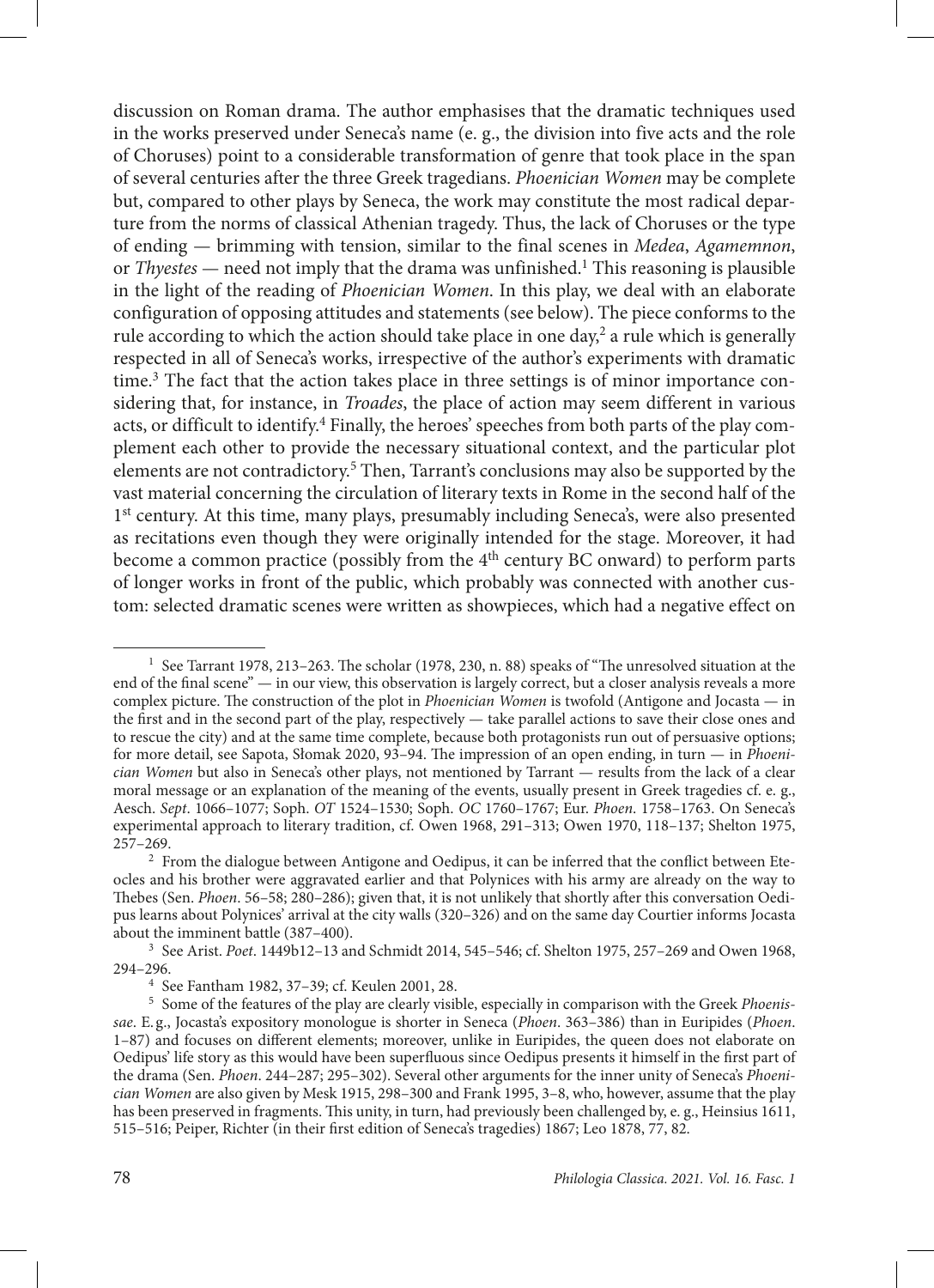discussion on Roman drama. The author emphasises that the dramatic techniques used in the works preserved under Seneca's name (e. g., the division into five acts and the role of Choruses) point to a considerable transformation of genre that took place in the span of several centuries after the three Greek tragedians. *Phoenician Women* may be complete but, compared to other plays by Seneca, the work may constitute the most radical departure from the norms of classical Athenian tragedy. Thus, the lack of Choruses or the type of ending — brimming with tension, similar to the final scenes in *Medea*, *Agamemnon*, or *Thyestes* — need not imply that the drama was unfinished.[1] This reasoning is plausible in the light of the reading of *Phoenician Women*. In this play, we deal with an elaborate configuration of opposing attitudes and statements (see below). The piece conforms to the rule according to which the action should take place in one day,[2] a rule which is generally respected in all of Seneca's works, irrespective of the author's experiments with dramatic time.[3] The fact that the action takes place in three settings is of minor importance considering that, for instance, in *Troades*, the place of action may seem different in various acts, or difficult to identify.[4] Finally, the heroes' speeches from both parts of the play complement each other to provide the necessary situational context, and the particular plot elements are not contradictory.[5] Then, Tarrant's conclusions may also be supported by the vast material concerning the circulation of literary texts in Rome in the second half of the 1st century. At this time, many plays, presumably including Seneca's, were also presented as recitations even though they were originally intended for the stage. Moreover, it had become a common practice (possibly from the 4th century BC onward) to perform parts of longer works in front of the public, which probably was connected with another custom: selected dramatic scenes were written as showpieces, which had a negative effect on

---

[1] See Tarrant 1978, 213–263. The scholar (1978, 230, n. 88) speaks of "The unresolved situation at the end of the final scene" — in our view, this observation is largely correct, but a closer analysis reveals a more complex picture. The construction of the plot in *Phoenician Women* is twofold (Antigone and Jocasta — in the first and in the second part of the play, respectively — take parallel actions to save their close ones and to rescue the city) and at the same time complete, because both protagonists run out of persuasive options; for more detail, see Sapota, Słomak 2020, 93–94. The impression of an open ending, in turn — in *Phoenician Women* but also in Seneca's other plays, not mentioned by Tarrant — results from the lack of a clear moral message or an explanation of the meaning of the events, usually present in Greek tragedies cf. e. g., Aesch. *Sept*. 1066–1077; Soph. *OT* 1524–1530; Soph. *OC* 1760–1767; Eur. *Phoen*. 1758–1763. On Seneca's experimental approach to literary tradition, cf. Owen 1968, 291–313; Owen 1970, 118–137; Shelton 1975, 257–269.

[2] From the dialogue between Antigone and Oedipus, it can be inferred that the conflict between Eteocles and his brother were aggravated earlier and that Polynices with his army are already on the way to Thebes (Sen. *Phoen*. 56–58; 280–286); given that, it is not unlikely that shortly after this conversation Oedipus learns about Polynices' arrival at the city walls (320–326) and on the same day Courtier informs Jocasta about the imminent battle (387–400).

[3] See Arist. *Poet*. 1449b12–13 and Schmidt 2014, 545–546; cf. Shelton 1975, 257–269 and Owen 1968, 294–296.

[4] See Fantham 1982, 37–39; cf. Keulen 2001, 28.

[5] Some of the features of the play are clearly visible, especially in comparison with the Greek *Phoenissae*. E. g., Jocasta's expository monologue is shorter in Seneca (*Phoen*. 363–386) than in Euripides (*Phoen*. 1–87) and focuses on different elements; moreover, unlike in Euripides, the queen does not elaborate on Oedipus' life story as this would have been superfluous since Oedipus presents it himself in the first part of the drama (Sen. *Phoen*. 244–287; 295–302). Several other arguments for the inner unity of Seneca's *Phoenician Women* are also given by Mesk 1915, 298–300 and Frank 1995, 3–8, who, however, assume that the play has been preserved in fragments. This unity, in turn, had previously been challenged by, e. g., Heinsius 1611, 515–516; Peiper, Richter (in their first edition of Seneca's tragedies) 1867; Leo 1878, 77, 82.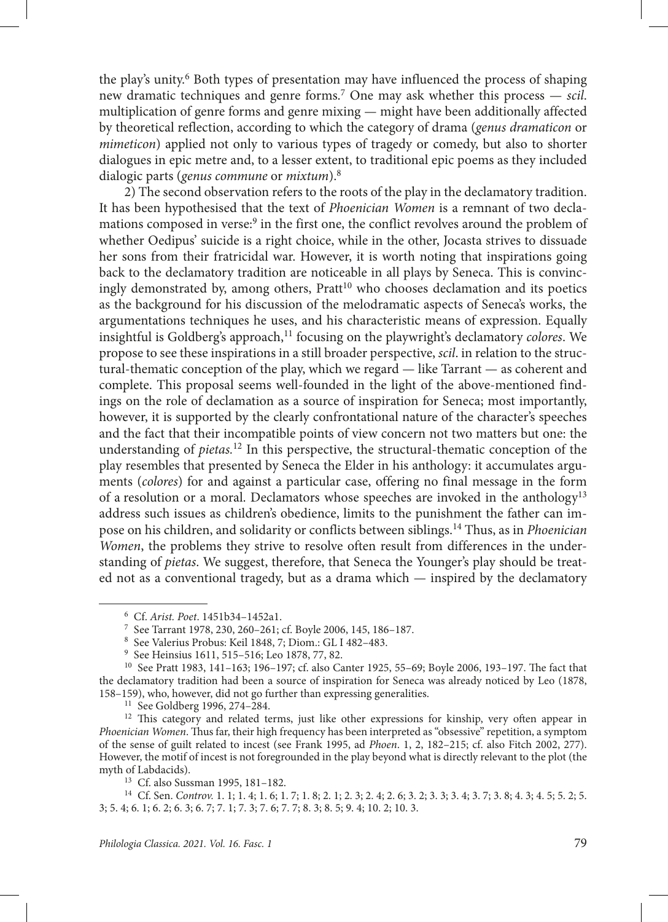the play's unity.[6] Both types of presentation may have influenced the process of shaping new dramatic techniques and genre forms.[7] One may ask whether this process — *scil.* multiplication of genre forms and genre mixing — might have been additionally affected by theoretical reflection, according to which the category of drama (*genus dramaticon* or *mimeticon*) applied not only to various types of tragedy or comedy, but also to shorter dialogues in epic metre and, to a lesser extent, to traditional epic poems as they included dialogic parts (*genus commune* or *mixtum*).[8]

2) The second observation refers to the roots of the play in the declamatory tradition. It has been hypothesised that the text of *Phoenician Women* is a remnant of two declamations composed in verse:[9] in the first one, the conflict revolves around the problem of whether Oedipus' suicide is a right choice, while in the other, Jocasta strives to dissuade her sons from their fratricidal war. However, it is worth noting that inspirations going back to the declamatory tradition are noticeable in all plays by Seneca. This is convincingly demonstrated by, among others, Pratt[10] who chooses declamation and its poetics as the background for his discussion of the melodramatic aspects of Seneca's works, the argumentations techniques he uses, and his characteristic means of expression. Equally insightful is Goldberg's approach,[11] focusing on the playwright's declamatory *colores*. We propose to see these inspirations in a still broader perspective, *scil.* in relation to the structural-thematic conception of the play, which we regard — like Tarrant — as coherent and complete. This proposal seems well-founded in the light of the above-mentioned findings on the role of declamation as a source of inspiration for Seneca; most importantly, however, it is supported by the clearly confrontational nature of the character's speeches and the fact that their incompatible points of view concern not two matters but one: the understanding of *pietas*.[12] In this perspective, the structural-thematic conception of the play resembles that presented by Seneca the Elder in his anthology: it accumulates arguments (*colores*) for and against a particular case, offering no final message in the form of a resolution or a moral. Declamators whose speeches are invoked in the anthology[13] address such issues as children's obedience, limits to the punishment the father can impose on his children, and solidarity or conflicts between siblings.[14] Thus, as in *Phoenician Women*, the problems they strive to resolve often result from differences in the understanding of *pietas*. We suggest, therefore, that Seneca the Younger's play should be treated not as a conventional tragedy, but as a drama which — inspired by the declamatory

---

[6] Cf. *Arist. Poet*. 1451b34–1452a1.

[7] See Tarrant 1978, 230, 260–261; cf. Boyle 2006, 145, 186–187.

[8] See Valerius Probus: Keil 1848, 7; Diom.: GL I 482–483.

[9] See Heinsius 1611, 515–516; Leo 1878, 77, 82.

[10] See Pratt 1983, 141–163; 196–197; cf. also Canter 1925, 55–69; Boyle 2006, 193–197. The fact that the declamatory tradition had been a source of inspiration for Seneca was already noticed by Leo (1878, 158–159), who, however, did not go further than expressing generalities.

[11] See Goldberg 1996, 274–284.

[12] This category and related terms, just like other expressions for kinship, very often appear in *Phoenician Women*. Thus far, their high frequency has been interpreted as "obsessive" repetition, a symptom of the sense of guilt related to incest (see Frank 1995, ad *Phoen*. 1, 2, 182–215; cf. also Fitch 2002, 277). However, the motif of incest is not foregrounded in the play beyond what is directly relevant to the plot (the myth of Labdacids).

[13] Cf. also Sussman 1995, 181–182.

[14] Cf. Sen. *Controv.* 1. 1; 1. 4; 1. 6; 1. 7; 1. 8; 2. 1; 2. 3; 2. 4; 2. 6; 3. 2; 3. 3; 3. 4; 3. 7; 3. 8; 4. 3; 4. 5; 5. 2; 5. 3; 5. 4; 6. 1; 6. 2; 6. 3; 6. 7; 7. 1; 7. 3; 7. 6; 7. 7; 8. 3; 8. 5; 9. 4; 10. 2; 10. 3.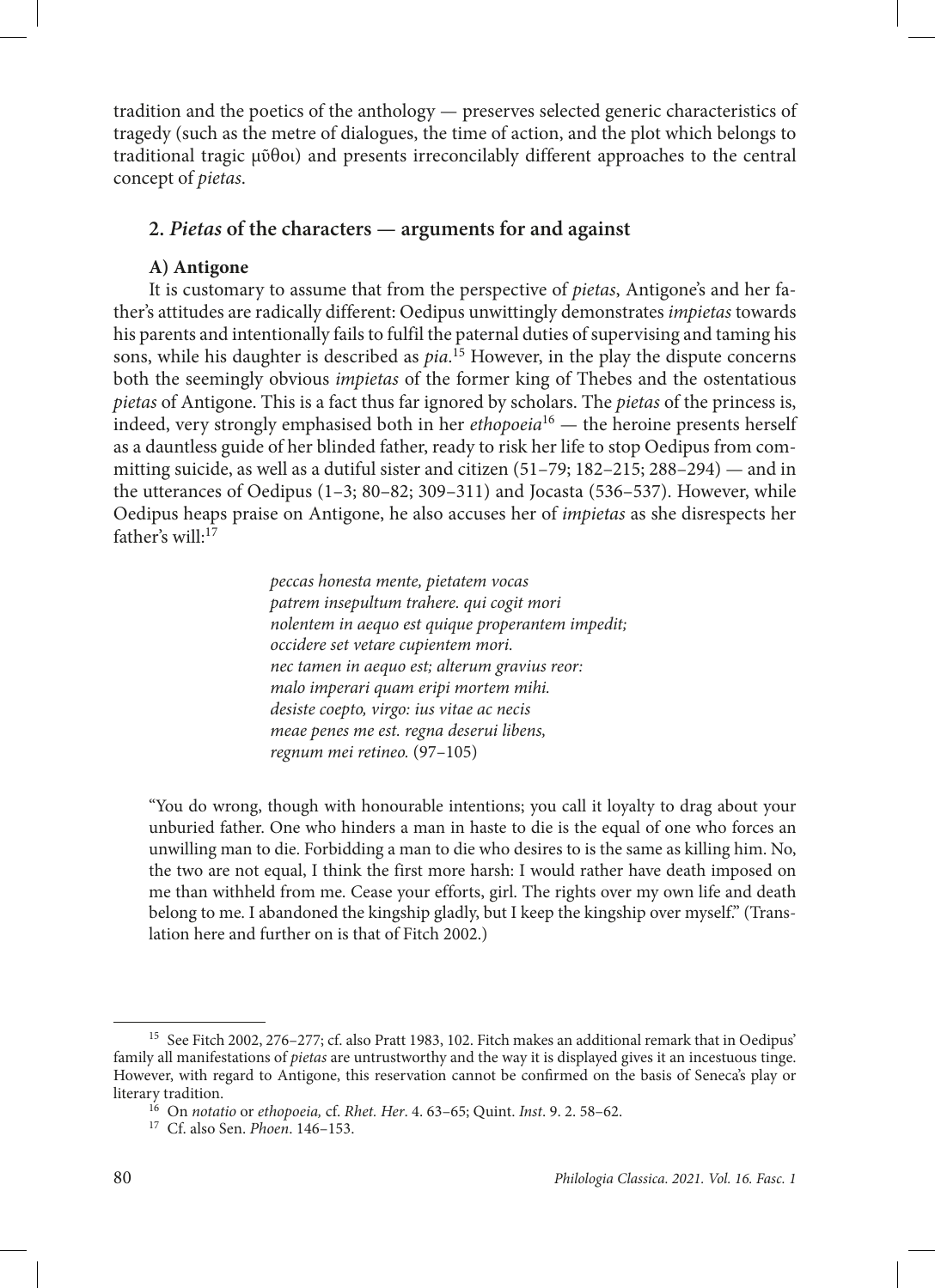tradition and the poetics of the anthology — preserves selected generic characteristics of tragedy (such as the metre of dialogues, the time of action, and the plot which belongs to traditional tragic μῦθοι) and presents irreconcilably different approaches to the central concept of *pietas*.

## 2. *Pietas* of the characters — arguments for and against

### A) Antigone

It is customary to assume that from the perspective of *pietas*, Antigone's and her father's attitudes are radically different: Oedipus unwittingly demonstrates *impietas* towards his parents and intentionally fails to fulfil the paternal duties of supervising and taming his sons, while his daughter is described as *pia*.[15] However, in the play the dispute concerns both the seemingly obvious *impietas* of the former king of Thebes and the ostentatious *pietas* of Antigone. This is a fact thus far ignored by scholars. The *pietas* of the princess is, indeed, very strongly emphasised both in her *ethopoeia*[16] — the heroine presents herself as a dauntless guide of her blinded father, ready to risk her life to stop Oedipus from committing suicide, as well as a dutiful sister and citizen (51–79; 182–215; 288–294) — and in the utterances of Oedipus (1–3; 80–82; 309–311) and Jocasta (536–537). However, while Oedipus heaps praise on Antigone, he also accuses her of *impietas* as she disrespects her father's will:[17]

> *peccas honesta mente, pietatem vocas*
> *patrem insepultum trahere. qui cogit mori*
> *nolentem in aequo est quique properantem impedit;*
> *occidere set vetare cupientem mori.*
> *nec tamen in aequo est; alterum gravius reor:*
> *malo imperari quam eripi mortem mihi.*
> *desiste coepto, virgo: ius vitae ac necis*
> *meae penes me est. regna deserui libens,*
> *regnum mei retineo.* (97–105)

"You do wrong, though with honourable intentions; you call it loyalty to drag about your unburied father. One who hinders a man in haste to die is the equal of one who forces an unwilling man to die. Forbidding a man to die who desires to is the same as killing him. No, the two are not equal, I think the first more harsh: I would rather have death imposed on me than withheld from me. Cease your efforts, girl. The rights over my own life and death belong to me. I abandoned the kingship gladly, but I keep the kingship over myself." (Translation here and further on is that of Fitch 2002.)

---

[15] See Fitch 2002, 276–277; cf. also Pratt 1983, 102. Fitch makes an additional remark that in Oedipus' family all manifestations of *pietas* are untrustworthy and the way it is displayed gives it an incestuous tinge. However, with regard to Antigone, this reservation cannot be confirmed on the basis of Seneca's play or literary tradition.

[16] On *notatio* or *ethopoeia,* cf. *Rhet. Her*. 4. 63–65; Quint. *Inst*. 9. 2. 58–62.

[17] Cf. also Sen. *Phoen*. 146–153.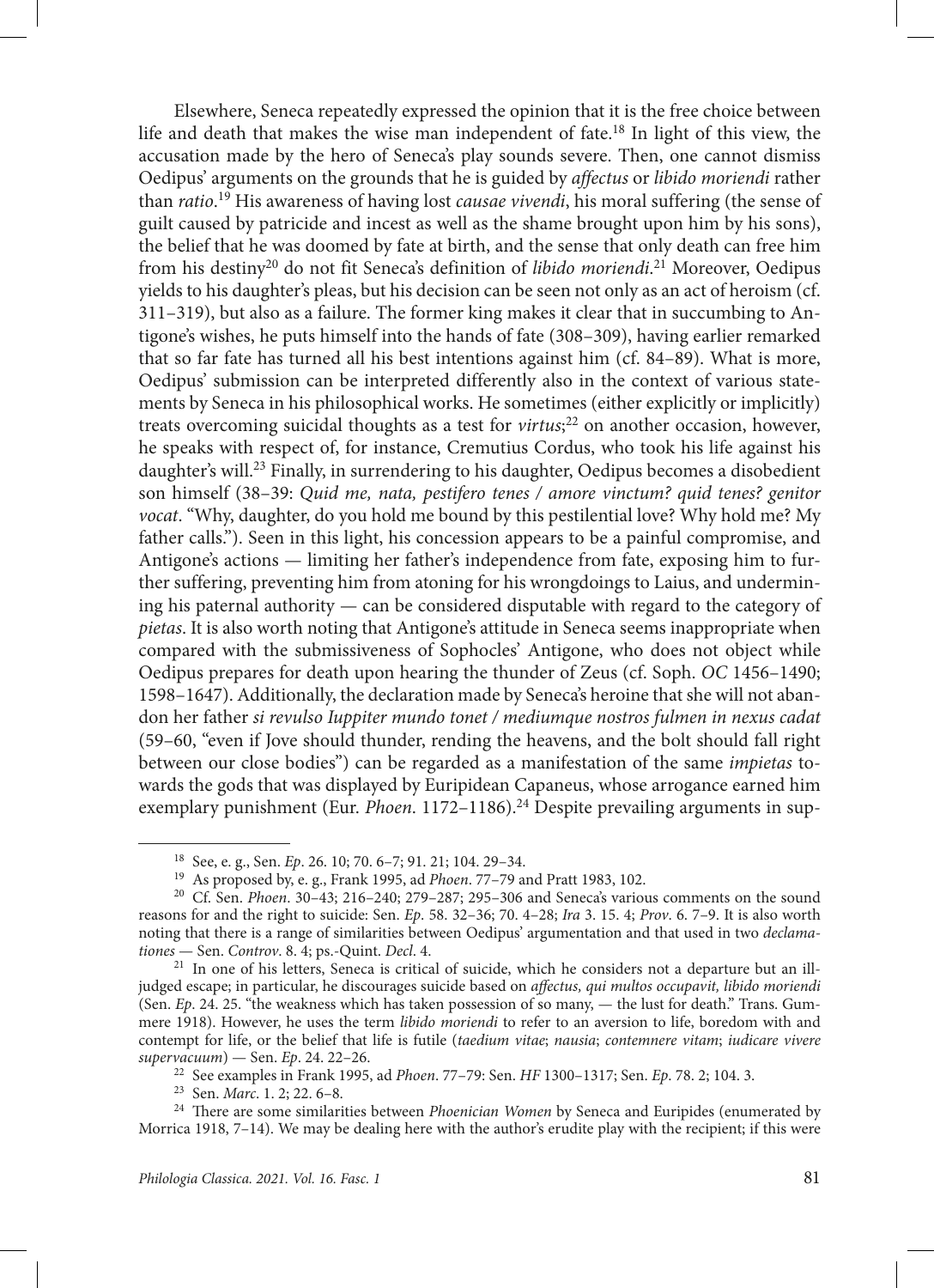Elsewhere, Seneca repeatedly expressed the opinion that it is the free choice between life and death that makes the wise man independent of fate.[18] In light of this view, the accusation made by the hero of Seneca's play sounds severe. Then, one cannot dismiss Oedipus' arguments on the grounds that he is guided by *affectus* or *libido moriendi* rather than *ratio*.[19] His awareness of having lost *causae vivendi*, his moral suffering (the sense of guilt caused by patricide and incest as well as the shame brought upon him by his sons), the belief that he was doomed by fate at birth, and the sense that only death can free him from his destiny[20] do not fit Seneca's definition of *libido moriendi*.[21] Moreover, Oedipus yields to his daughter's pleas, but his decision can be seen not only as an act of heroism (cf. 311–319), but also as a failure. The former king makes it clear that in succumbing to Antigone's wishes, he puts himself into the hands of fate (308–309), having earlier remarked that so far fate has turned all his best intentions against him (cf. 84–89). What is more, Oedipus' submission can be interpreted differently also in the context of various statements by Seneca in his philosophical works. He sometimes (either explicitly or implicitly) treats overcoming suicidal thoughts as a test for *virtus*;[22] on another occasion, however, he speaks with respect of, for instance, Cremutius Cordus, who took his life against his daughter's will.[23] Finally, in surrendering to his daughter, Oedipus becomes a disobedient son himself (38–39: *Quid me, nata, pestifero tenes / amore vinctum? quid tenes? genitor vocat*. "Why, daughter, do you hold me bound by this pestilential love? Why hold me? My father calls."). Seen in this light, his concession appears to be a painful compromise, and Antigone's actions — limiting her father's independence from fate, exposing him to further suffering, preventing him from atoning for his wrongdoings to Laius, and undermining his paternal authority — can be considered disputable with regard to the category of *pietas*. It is also worth noting that Antigone's attitude in Seneca seems inappropriate when compared with the submissiveness of Sophocles' Antigone, who does not object while Oedipus prepares for death upon hearing the thunder of Zeus (cf. Soph. *OC* 1456–1490; 1598–1647). Additionally, the declaration made by Seneca's heroine that she will not abandon her father *si revulso Iuppiter mundo tonet / mediumque nostros fulmen in nexus cadat* (59–60, "even if Jove should thunder, rending the heavens, and the bolt should fall right between our close bodies") can be regarded as a manifestation of the same *impietas* towards the gods that was displayed by Euripidean Capaneus, whose arrogance earned him exemplary punishment (Eur. *Phoen*. 1172–1186).[24] Despite prevailing arguments in sup-

---

[18] See, e. g., Sen. *Ep*. 26. 10; 70. 6–7; 91. 21; 104. 29–34.

[19] As proposed by, e. g., Frank 1995, ad *Phoen*. 77–79 and Pratt 1983, 102.

[20] Cf. Sen. *Phoen*. 30–43; 216–240; 279–287; 295–306 and Seneca's various comments on the sound reasons for and the right to suicide: Sen. *Ep*. 58. 32–36; 70. 4–28; *Ira* 3. 15. 4; *Prov*. 6. 7–9. It is also worth noting that there is a range of similarities between Oedipus' argumentation and that used in two *declamationes* — Sen. *Controv*. 8. 4; ps.-Quint. *Decl*. 4.

[21] In one of his letters, Seneca is critical of suicide, which he considers not a departure but an ill-judged escape; in particular, he discourages suicide based on *affectus, qui multos occupavit, libido moriendi* (Sen. *Ep*. 24. 25. "the weakness which has taken possession of so many, — the lust for death." Trans. Gummere 1918). However, he uses the term *libido moriendi* to refer to an aversion to life, boredom with and contempt for life, or the belief that life is futile (*taedium vitae*; *nausia*; *contemnere vitam*; *iudicare vivere supervacuum*) — Sen. *Ep*. 24. 22–26.

[22] See examples in Frank 1995, ad *Phoen*. 77–79: Sen. *HF* 1300–1317; Sen. *Ep*. 78. 2; 104. 3.

[23] Sen. *Marc*. 1. 2; 22. 6–8.

[24] There are some similarities between *Phoenician Women* by Seneca and Euripides (enumerated by Morrica 1918, 7–14). We may be dealing here with the author's erudite play with the recipient; if this were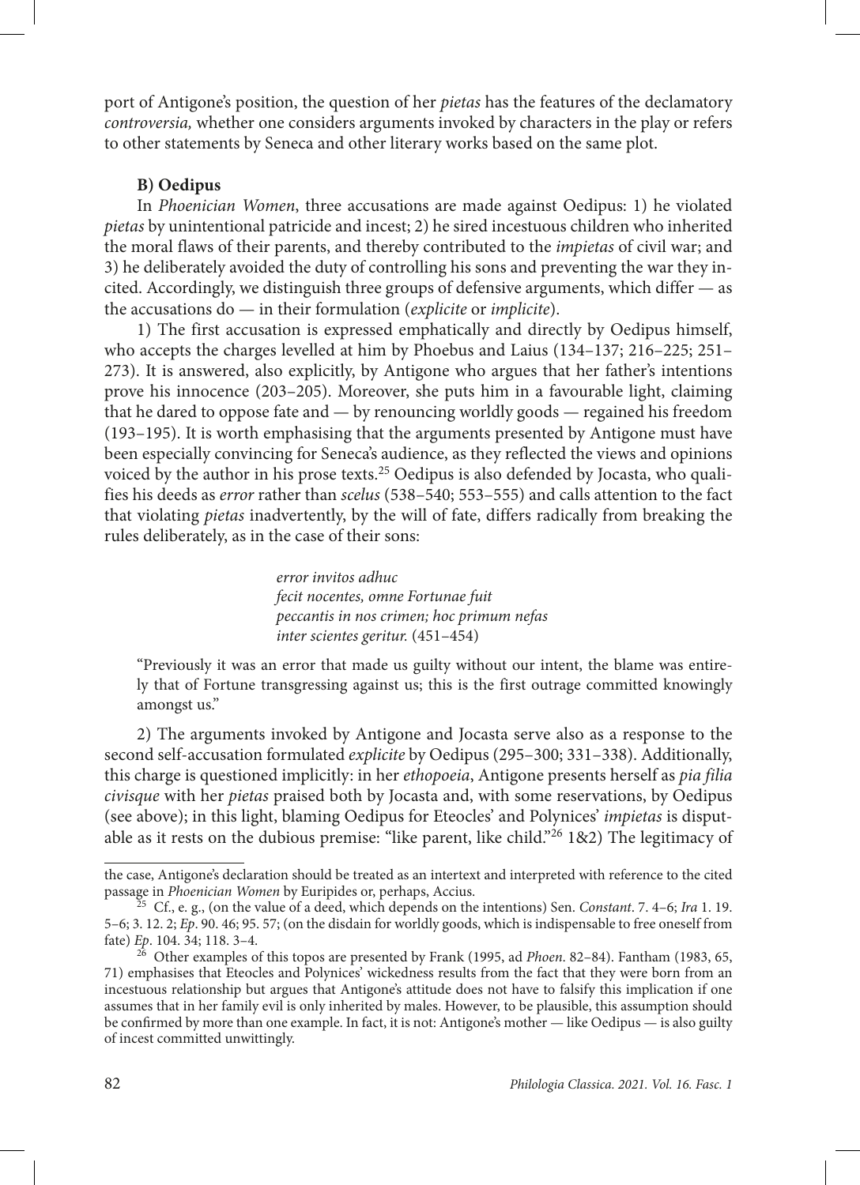port of Antigone's position, the question of her *pietas* has the features of the declamatory *controversia,* whether one considers arguments invoked by characters in the play or refers to other statements by Seneca and other literary works based on the same plot.

**B) Oedipus**

In *Phoenician Women*, three accusations are made against Oedipus: 1) he violated *pietas* by unintentional patricide and incest; 2) he sired incestuous children who inherited the moral flaws of their parents, and thereby contributed to the *impietas* of civil war; and 3) he deliberately avoided the duty of controlling his sons and preventing the war they incited. Accordingly, we distinguish three groups of defensive arguments, which differ — as the accusations do — in their formulation (*explicite* or *implicite*).

1) The first accusation is expressed emphatically and directly by Oedipus himself, who accepts the charges levelled at him by Phoebus and Laius (134–137; 216–225; 251–273). It is answered, also explicitly, by Antigone who argues that her father's intentions prove his innocence (203–205). Moreover, she puts him in a favourable light, claiming that he dared to oppose fate and — by renouncing worldly goods — regained his freedom (193–195). It is worth emphasising that the arguments presented by Antigone must have been especially convincing for Seneca's audience, as they reflected the views and opinions voiced by the author in his prose texts.[25] Oedipus is also defended by Jocasta, who qualifies his deeds as *error* rather than *scelus* (538–540; 553–555) and calls attention to the fact that violating *pietas* inadvertently, by the will of fate, differs radically from breaking the rules deliberately, as in the case of their sons:

> *error invitos adhuc*
> *fecit nocentes, omne Fortunae fuit*
> *peccantis in nos crimen; hoc primum nefas*
> *inter scientes geritur.* (451–454)

"Previously it was an error that made us guilty without our intent, the blame was entirely that of Fortune transgressing against us; this is the first outrage committed knowingly amongst us."

2) The arguments invoked by Antigone and Jocasta serve also as a response to the second self-accusation formulated *explicite* by Oedipus (295–300; 331–338). Additionally, this charge is questioned implicitly: in her *ethopoeia*, Antigone presents herself as *pia filia civisque* with her *pietas* praised both by Jocasta and, with some reservations, by Oedipus (see above); in this light, blaming Oedipus for Eteocles' and Polynices' *impietas* is disputable as it rests on the dubious premise: "like parent, like child."[26] 1&2) The legitimacy of

---

the case, Antigone's declaration should be treated as an intertext and interpreted with reference to the cited passage in *Phoenician Women* by Euripides or, perhaps, Accius.

[25] Cf., e. g., (on the value of a deed, which depends on the intentions) Sen. *Constant*. 7. 4–6; *Ira* 1. 19. 5–6; 3. 12. 2; *Ep*. 90. 46; 95. 57; (on the disdain for worldly goods, which is indispensable to free oneself from fate) *Ep*. 104. 34; 118. 3–4.

[26] Other examples of this topos are presented by Frank (1995, ad *Phoen*. 82–84). Fantham (1983, 65, 71) emphasises that Eteocles and Polynices' wickedness results from the fact that they were born from an incestuous relationship but argues that Antigone's attitude does not have to falsify this implication if one assumes that in her family evil is only inherited by males. However, to be plausible, this assumption should be confirmed by more than one example. In fact, it is not: Antigone's mother — like Oedipus — is also guilty of incest committed unwittingly.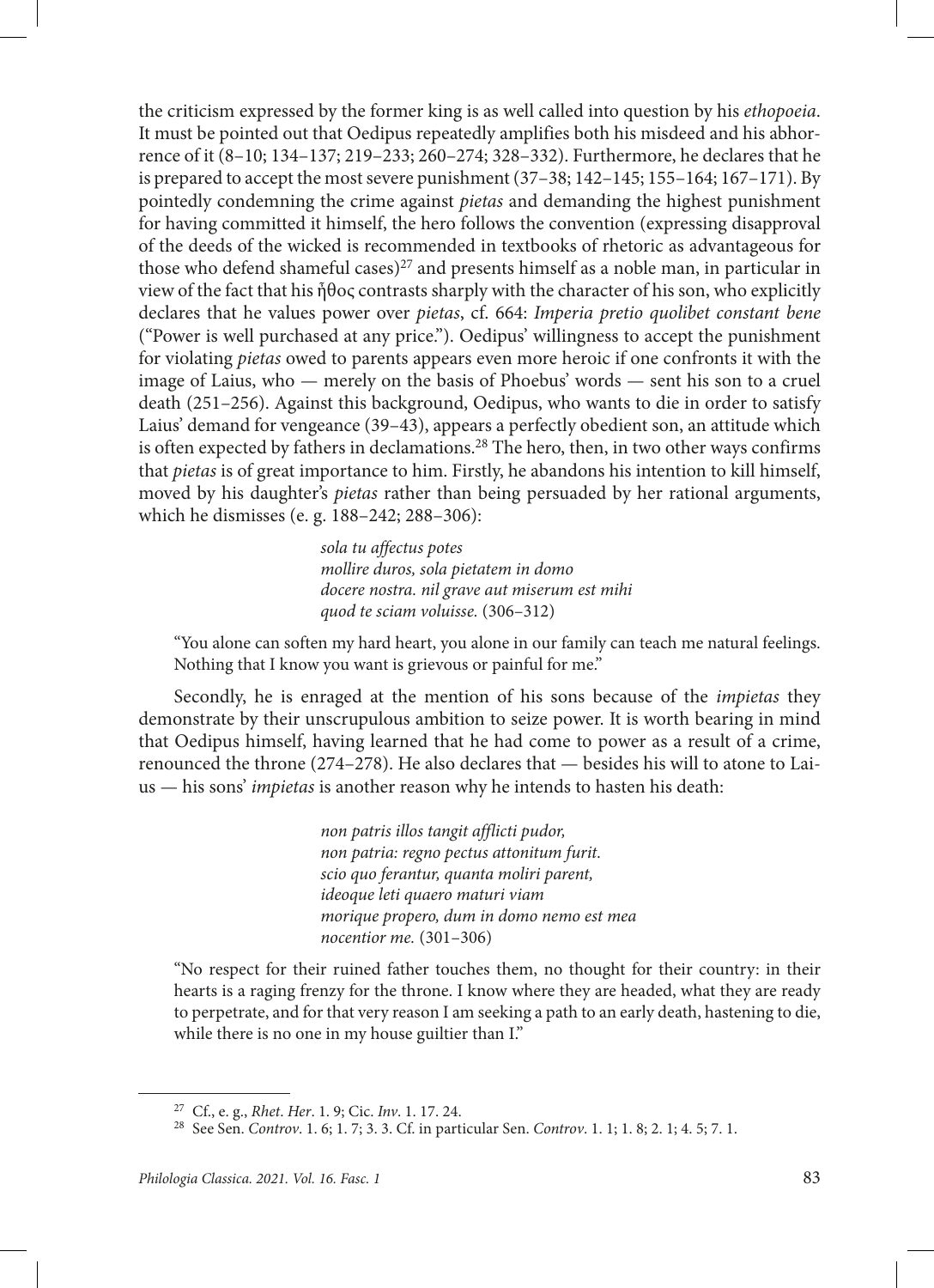the criticism expressed by the former king is as well called into question by his *ethopoeia*. It must be pointed out that Oedipus repeatedly amplifies both his misdeed and his abhorrence of it (8–10; 134–137; 219–233; 260–274; 328–332). Furthermore, he declares that he is prepared to accept the most severe punishment (37–38; 142–145; 155–164; 167–171). By pointedly condemning the crime against *pietas* and demanding the highest punishment for having committed it himself, the hero follows the convention (expressing disapproval of the deeds of the wicked is recommended in textbooks of rhetoric as advantageous for those who defend shameful cases)[27] and presents himself as a noble man, in particular in view of the fact that his ἦθος contrasts sharply with the character of his son, who explicitly declares that he values power over *pietas*, cf. 664: *Imperia pretio quolibet constant bene* ("Power is well purchased at any price."). Oedipus' willingness to accept the punishment for violating *pietas* owed to parents appears even more heroic if one confronts it with the image of Laius, who — merely on the basis of Phoebus' words — sent his son to a cruel death (251–256). Against this background, Oedipus, who wants to die in order to satisfy Laius' demand for vengeance (39–43), appears a perfectly obedient son, an attitude which is often expected by fathers in declamations.[28] The hero, then, in two other ways confirms that *pietas* is of great importance to him. Firstly, he abandons his intention to kill himself, moved by his daughter's *pietas* rather than being persuaded by her rational arguments, which he dismisses (e. g. 188–242; 288–306):

> *sola tu affectus potes*
> *mollire duros, sola pietatem in domo*
> *docere nostra. nil grave aut miserum est mihi*
> *quod te sciam voluisse.* (306–312)

"You alone can soften my hard heart, you alone in our family can teach me natural feelings. Nothing that I know you want is grievous or painful for me."

Secondly, he is enraged at the mention of his sons because of the *impietas* they demonstrate by their unscrupulous ambition to seize power. It is worth bearing in mind that Oedipus himself, having learned that he had come to power as a result of a crime, renounced the throne (274–278). He also declares that — besides his will to atone to Laius — his sons' *impietas* is another reason why he intends to hasten his death:

> *non patris illos tangit afflicti pudor,*
> *non patria: regno pectus attonitum furit.*
> *scio quo ferantur, quanta moliri parent,*
> *ideoque leti quaero maturi viam*
> *morique propero, dum in domo nemo est mea*
> *nocentior me.* (301–306)

"No respect for their ruined father touches them, no thought for their country: in their hearts is a raging frenzy for the throne. I know where they are headed, what they are ready to perpetrate, and for that very reason I am seeking a path to an early death, hastening to die, while there is no one in my house guiltier than I."

---

[27] Cf., e. g., *Rhet. Her*. 1. 9; Cic. *Inv*. 1. 17. 24.

[28] See Sen. *Controv*. 1. 6; 1. 7; 3. 3. Cf. in particular Sen. *Controv*. 1. 1; 1. 8; 2. 1; 4. 5; 7. 1.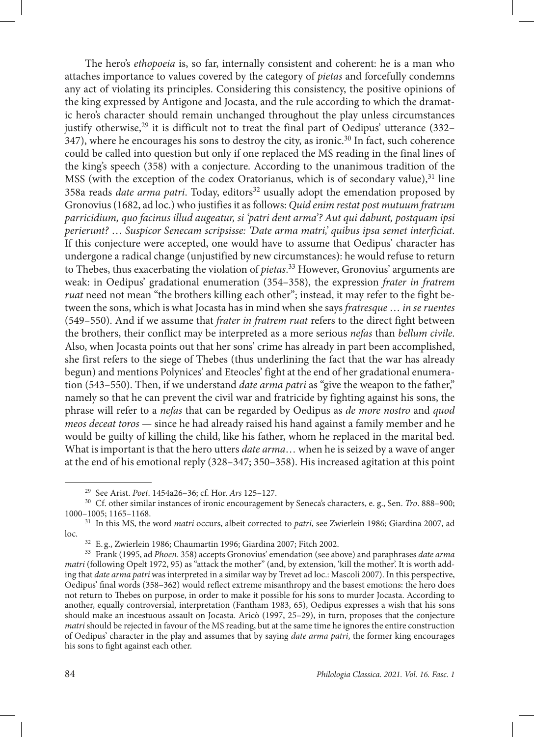The hero's *ethopoeia* is, so far, internally consistent and coherent: he is a man who attaches importance to values covered by the category of *pietas* and forcefully condemns any act of violating its principles. Considering this consistency, the positive opinions of the king expressed by Antigone and Jocasta, and the rule according to which the dramatic hero's character should remain unchanged throughout the play unless circumstances justify otherwise,[29] it is difficult not to treat the final part of Oedipus' utterance (332–347), where he encourages his sons to destroy the city, as ironic.[30] In fact, such coherence could be called into question but only if one replaced the MS reading in the final lines of the king's speech (358) with a conjecture. According to the unanimous tradition of the MSS (with the exception of the codex Oratorianus, which is of secondary value),[31] line 358a reads *date arma patri*. Today, editors[32] usually adopt the emendation proposed by Gronovius (1682, ad loc.) who justifies it as follows: *Quid enim restat post mutuum fratrum parricidium, quo facinus illud augeatur, si 'patri dent arma'? Aut qui dabunt, postquam ipsi perierunt? … Suspicor Senecam scripsisse: 'Date arma matri,' quibus ipsa semet interficiat*. If this conjecture were accepted, one would have to assume that Oedipus' character has undergone a radical change (unjustified by new circumstances): he would refuse to return to Thebes, thus exacerbating the violation of *pietas*.[33] However, Gronovius' arguments are weak: in Oedipus' gradational enumeration (354–358), the expression *frater in fratrem ruat* need not mean "the brothers killing each other"; instead, it may refer to the fight between the sons, which is what Jocasta has in mind when she says *fratresque … in se ruentes* (549–550). And if we assume that *frater in fratrem ruat* refers to the direct fight between the brothers, their conflict may be interpreted as a more serious *nefas* than *bellum civile*. Also, when Jocasta points out that her sons' crime has already in part been accomplished, she first refers to the siege of Thebes (thus underlining the fact that the war has already begun) and mentions Polynices' and Eteocles' fight at the end of her gradational enumeration (543–550). Then, if we understand *date arma patri* as "give the weapon to the father," namely so that he can prevent the civil war and fratricide by fighting against his sons, the phrase will refer to a *nefas* that can be regarded by Oedipus as *de more nostro* and *quod meos deceat toros* — since he had already raised his hand against a family member and he would be guilty of killing the child, like his father, whom he replaced in the marital bed. What is important is that the hero utters *date arma*… when he is seized by a wave of anger at the end of his emotional reply (328–347; 350–358). His increased agitation at this point

---

[29] See Arist. *Poet*. 1454a26–36; cf. Hor. *Ars* 125–127.

[30] Cf. other similar instances of ironic encouragement by Seneca's characters, e. g., Sen. *Tro*. 888–900; 1000–1005; 1165–1168.

[31] In this MS, the word *matri* occurs, albeit corrected to *patri*, see Zwierlein 1986; Giardina 2007, ad loc.

[32] E. g., Zwierlein 1986; Chaumartin 1996; Giardina 2007; Fitch 2002.

[33] Frank (1995, ad *Phoen*. 358) accepts Gronovius' emendation (see above) and paraphrases *date arma matri* (following Opelt 1972, 95) as "attack the mother" (and, by extension, 'kill the mother'. It is worth adding that *date arma patri* was interpreted in a similar way by Trevet ad loc.: Mascoli 2007). In this perspective, Oedipus' final words (358–362) would reflect extreme misanthropy and the basest emotions: the hero does not return to Thebes on purpose, in order to make it possible for his sons to murder Jocasta. According to another, equally controversial, interpretation (Fantham 1983, 65), Oedipus expresses a wish that his sons should make an incestuous assault on Jocasta. Aricò (1997, 25–29), in turn, proposes that the conjecture *matri* should be rejected in favour of the MS reading, but at the same time he ignores the entire construction of Oedipus' character in the play and assumes that by saying *date arma patri*, the former king encourages his sons to fight against each other.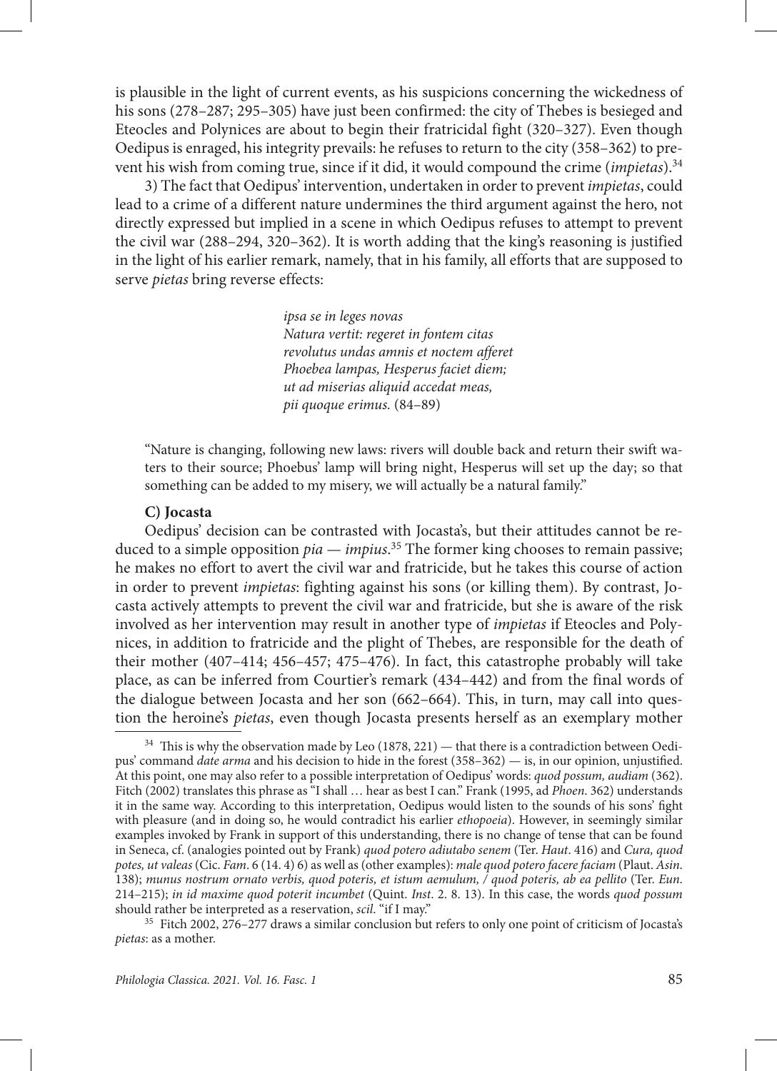is plausible in the light of current events, as his suspicions concerning the wickedness of his sons (278–287; 295–305) have just been confirmed: the city of Thebes is besieged and Eteocles and Polynices are about to begin their fratricidal fight (320–327). Even though Oedipus is enraged, his integrity prevails: he refuses to return to the city (358–362) to prevent his wish from coming true, since if it did, it would compound the crime (*impietas*).[34]

3) The fact that Oedipus' intervention, undertaken in order to prevent *impietas*, could lead to a crime of a different nature undermines the third argument against the hero, not directly expressed but implied in a scene in which Oedipus refuses to attempt to prevent the civil war (288–294, 320–362). It is worth adding that the king's reasoning is justified in the light of his earlier remark, namely, that in his family, all efforts that are supposed to serve *pietas* bring reverse effects:

> *ipsa se in leges novas*
> *Natura vertit: regeret in fontem citas*
> *revolutus undas amnis et noctem afferet*
> *Phoebea lampas, Hesperus faciet diem;*
> *ut ad miserias aliquid accedat meas,*
> *pii quoque erimus.* (84–89)

"Nature is changing, following new laws: rivers will double back and return their swift waters to their source; Phoebus' lamp will bring night, Hesperus will set up the day; so that something can be added to my misery, we will actually be a natural family."

**C) Jocasta**

Oedipus' decision can be contrasted with Jocasta's, but their attitudes cannot be reduced to a simple opposition *pia — impius*.[35] The former king chooses to remain passive; he makes no effort to avert the civil war and fratricide, but he takes this course of action in order to prevent *impietas*: fighting against his sons (or killing them). By contrast, Jocasta actively attempts to prevent the civil war and fratricide, but she is aware of the risk involved as her intervention may result in another type of *impietas* if Eteocles and Polynices, in addition to fratricide and the plight of Thebes, are responsible for the death of their mother (407–414; 456–457; 475–476). In fact, this catastrophe probably will take place, as can be inferred from Courtier's remark (434–442) and from the final words of the dialogue between Jocasta and her son (662–664). This, in turn, may call into question the heroine's *pietas*, even though Jocasta presents herself as an exemplary mother

---

[34] This is why the observation made by Leo (1878, 221) — that there is a contradiction between Oedipus' command *date arma* and his decision to hide in the forest (358–362) — is, in our opinion, unjustified. At this point, one may also refer to a possible interpretation of Oedipus' words: *quod possum, audiam* (362). Fitch (2002) translates this phrase as "I shall … hear as best I can." Frank (1995, ad *Phoen*. 362) understands it in the same way. According to this interpretation, Oedipus would listen to the sounds of his sons' fight with pleasure (and in doing so, he would contradict his earlier *ethopoeia*). However, in seemingly similar examples invoked by Frank in support of this understanding, there is no change of tense that can be found in Seneca, cf. (analogies pointed out by Frank) *quod potero adiutabo senem* (Ter. *Haut*. 416) and *Cura, quod potes, ut valeas* (Cic. *Fam*. 6 (14. 4) 6) as well as (other examples): *male quod potero facere faciam* (Plaut. *Asin*. 138); *munus nostrum ornato verbis, quod poteris, et istum aemulum, / quod poteris, ab ea pellito* (Ter. *Eun*. 214–215); *in id maxime quod poterit incumbet* (Quint. *Inst*. 2. 8. 13). In this case, the words *quod possum* should rather be interpreted as a reservation, *scil*. "if I may."

[35] Fitch 2002, 276–277 draws a similar conclusion but refers to only one point of criticism of Jocasta's *pietas*: as a mother.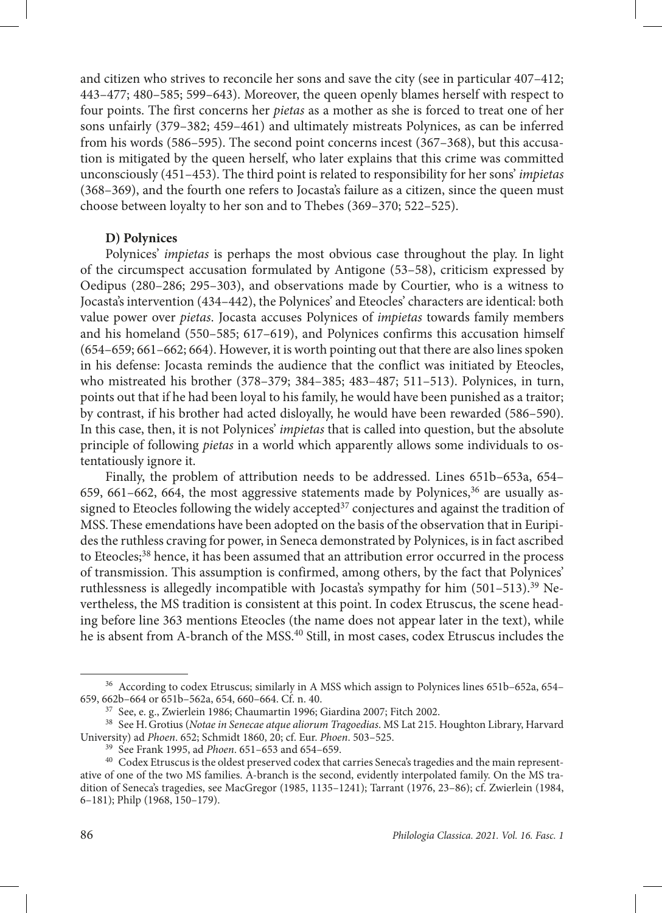and citizen who strives to reconcile her sons and save the city (see in particular 407–412; 443–477; 480–585; 599–643). Moreover, the queen openly blames herself with respect to four points. The first concerns her *pietas* as a mother as she is forced to treat one of her sons unfairly (379–382; 459–461) and ultimately mistreats Polynices, as can be inferred from his words (586–595). The second point concerns incest (367–368), but this accusation is mitigated by the queen herself, who later explains that this crime was committed unconsciously (451–453). The third point is related to responsibility for her sons' *impietas* (368–369), and the fourth one refers to Jocasta's failure as a citizen, since the queen must choose between loyalty to her son and to Thebes (369–370; 522–525).

**D) Polynices**

Polynices' *impietas* is perhaps the most obvious case throughout the play. In light of the circumspect accusation formulated by Antigone (53–58), criticism expressed by Oedipus (280–286; 295–303), and observations made by Courtier, who is a witness to Jocasta's intervention (434–442), the Polynices' and Eteocles' characters are identical: both value power over *pietas*. Jocasta accuses Polynices of *impietas* towards family members and his homeland (550–585; 617–619), and Polynices confirms this accusation himself (654–659; 661–662; 664). However, it is worth pointing out that there are also lines spoken in his defense: Jocasta reminds the audience that the conflict was initiated by Eteocles, who mistreated his brother (378–379; 384–385; 483–487; 511–513). Polynices, in turn, points out that if he had been loyal to his family, he would have been punished as a traitor; by contrast, if his brother had acted disloyally, he would have been rewarded (586–590). In this case, then, it is not Polynices' *impietas* that is called into question, but the absolute principle of following *pietas* in a world which apparently allows some individuals to ostentatiously ignore it.

Finally, the problem of attribution needs to be addressed. Lines 651b–653a, 654–659, 661–662, 664, the most aggressive statements made by Polynices,[36] are usually assigned to Eteocles following the widely accepted[37] conjectures and against the tradition of MSS. These emendations have been adopted on the basis of the observation that in Euripides the ruthless craving for power, in Seneca demonstrated by Polynices, is in fact ascribed to Eteocles;[38] hence, it has been assumed that an attribution error occurred in the process of transmission. This assumption is confirmed, among others, by the fact that Polynices' ruthlessness is allegedly incompatible with Jocasta's sympathy for him (501–513).[39] Nevertheless, the MS tradition is consistent at this point. In codex Etruscus, the scene heading before line 363 mentions Eteocles (the name does not appear later in the text), while he is absent from A-branch of the MSS.[40] Still, in most cases, codex Etruscus includes the

---

[36] According to codex Etruscus; similarly in A MSS which assign to Polynices lines 651b–652a, 654–659, 662b–664 or 651b–562a, 654, 660–664. Cf. n. 40.

[37] See, e. g., Zwierlein 1986; Chaumartin 1996; Giardina 2007; Fitch 2002.

[38] See H. Grotius (*Notae in Senecae atque aliorum Tragoedias*. MS Lat 215. Houghton Library, Harvard University) ad *Phoen*. 652; Schmidt 1860, 20; cf. Eur. *Phoen*. 503–525.

[39] See Frank 1995, ad *Phoen*. 651–653 and 654–659.

[40] Codex Etruscus is the oldest preserved codex that carries Seneca's tragedies and the main representative of one of the two MS families. A-branch is the second, evidently interpolated family. On the MS tradition of Seneca's tragedies, see MacGregor (1985, 1135–1241); Tarrant (1976, 23–86); cf. Zwierlein (1984, 6–181); Philp (1968, 150–179).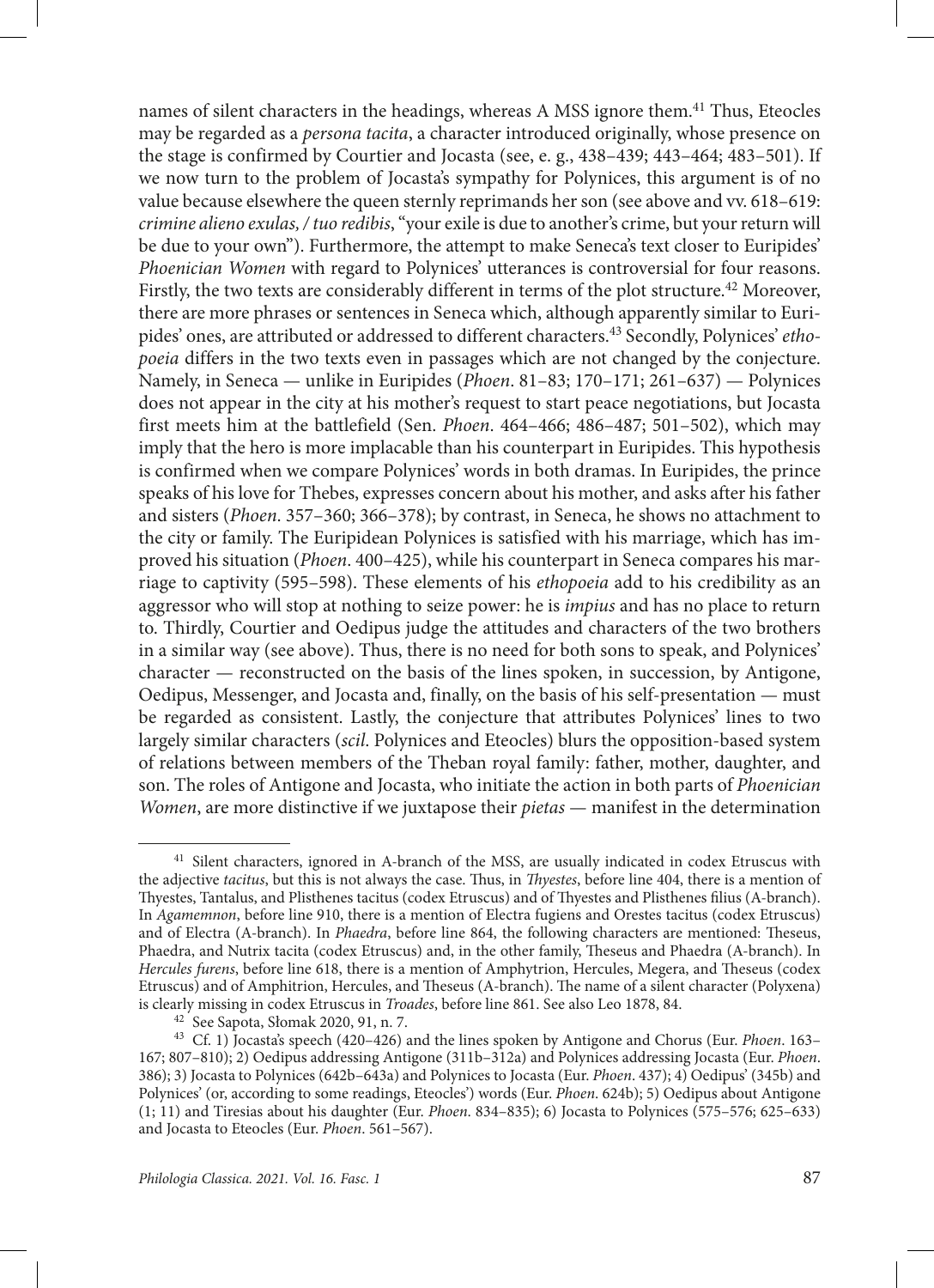names of silent characters in the headings, whereas A MSS ignore them.[41] Thus, Eteocles may be regarded as a *persona tacita*, a character introduced originally, whose presence on the stage is confirmed by Courtier and Jocasta (see, e. g., 438–439; 443–464; 483–501). If we now turn to the problem of Jocasta's sympathy for Polynices, this argument is of no value because elsewhere the queen sternly reprimands her son (see above and vv. 618–619: *crimine alieno exulas, / tuo redibis*, "your exile is due to another's crime, but your return will be due to your own"). Furthermore, the attempt to make Seneca's text closer to Euripides' *Phoenician Women* with regard to Polynices' utterances is controversial for four reasons. Firstly, the two texts are considerably different in terms of the plot structure.[42] Moreover, there are more phrases or sentences in Seneca which, although apparently similar to Euripides' ones, are attributed or addressed to different characters.[43] Secondly, Polynices' *ethopoeia* differs in the two texts even in passages which are not changed by the conjecture. Namely, in Seneca — unlike in Euripides (*Phoen.* 81–83; 170–171; 261–637) — Polynices does not appear in the city at his mother's request to start peace negotiations, but Jocasta first meets him at the battlefield (Sen. *Phoen.* 464–466; 486–487; 501–502), which may imply that the hero is more implacable than his counterpart in Euripides. This hypothesis is confirmed when we compare Polynices' words in both dramas. In Euripides, the prince speaks of his love for Thebes, expresses concern about his mother, and asks after his father and sisters (*Phoen.* 357–360; 366–378); by contrast, in Seneca, he shows no attachment to the city or family. The Euripidean Polynices is satisfied with his marriage, which has improved his situation (*Phoen.* 400–425), while his counterpart in Seneca compares his marriage to captivity (595–598). These elements of his *ethopoeia* add to his credibility as an aggressor who will stop at nothing to seize power: he is *impius* and has no place to return to. Thirdly, Courtier and Oedipus judge the attitudes and characters of the two brothers in a similar way (see above). Thus, there is no need for both sons to speak, and Polynices' character — reconstructed on the basis of the lines spoken, in succession, by Antigone, Oedipus, Messenger, and Jocasta and, finally, on the basis of his self-presentation — must be regarded as consistent. Lastly, the conjecture that attributes Polynices' lines to two largely similar characters (*scil.* Polynices and Eteocles) blurs the opposition-based system of relations between members of the Theban royal family: father, mother, daughter, and son. The roles of Antigone and Jocasta, who initiate the action in both parts of *Phoenician Women*, are more distinctive if we juxtapose their *pietas* — manifest in the determination

---

[41] Silent characters, ignored in A-branch of the MSS, are usually indicated in codex Etruscus with the adjective *tacitus*, but this is not always the case. Thus, in *Thyestes*, before line 404, there is a mention of Thyestes, Tantalus, and Plisthenes tacitus (codex Etruscus) and of Thyestes and Plisthenes filius (A-branch). In *Agamemnon*, before line 910, there is a mention of Electra fugiens and Orestes tacitus (codex Etruscus) and of Electra (A-branch). In *Phaedra*, before line 864, the following characters are mentioned: Theseus, Phaedra, and Nutrix tacita (codex Etruscus) and, in the other family, Theseus and Phaedra (A-branch). In *Hercules furens*, before line 618, there is a mention of Amphytrion, Hercules, Megera, and Theseus (codex Etruscus) and of Amphitrion, Hercules, and Theseus (A-branch). The name of a silent character (Polyxena) is clearly missing in codex Etruscus in *Troades*, before line 861. See also Leo 1878, 84.

[42] See Sapota, Słomak 2020, 91, n. 7.

[43] Cf. 1) Jocasta's speech (420–426) and the lines spoken by Antigone and Chorus (Eur. *Phoen.* 163–167; 807–810); 2) Oedipus addressing Antigone (311b–312a) and Polynices addressing Jocasta (Eur. *Phoen.* 386); 3) Jocasta to Polynices (642b–643a) and Polynices to Jocasta (Eur. *Phoen.* 437); 4) Oedipus' (345b) and Polynices' (or, according to some readings, Eteocles') words (Eur. *Phoen.* 624b); 5) Oedipus about Antigone (1; 11) and Tiresias about his daughter (Eur. *Phoen.* 834–835); 6) Jocasta to Polynices (575–576; 625–633) and Jocasta to Eteocles (Eur. *Phoen.* 561–567).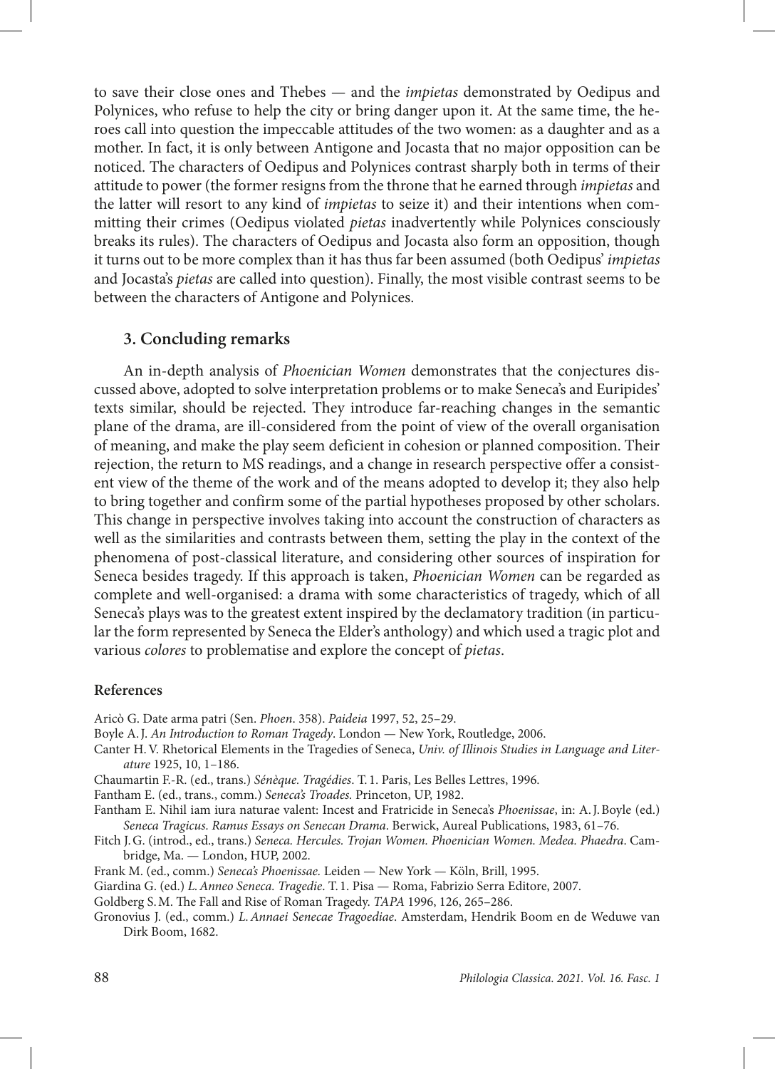to save their close ones and Thebes — and the *impietas* demonstrated by Oedipus and Polynices, who refuse to help the city or bring danger upon it. At the same time, the heroes call into question the impeccable attitudes of the two women: as a daughter and as a mother. In fact, it is only between Antigone and Jocasta that no major opposition can be noticed. The characters of Oedipus and Polynices contrast sharply both in terms of their attitude to power (the former resigns from the throne that he earned through *impietas* and the latter will resort to any kind of *impietas* to seize it) and their intentions when committing their crimes (Oedipus violated *pietas* inadvertently while Polynices consciously breaks its rules). The characters of Oedipus and Jocasta also form an opposition, though it turns out to be more complex than it has thus far been assumed (both Oedipus' *impietas* and Jocasta's *pietas* are called into question). Finally, the most visible contrast seems to be between the characters of Antigone and Polynices.

## 3. Concluding remarks

An in-depth analysis of *Phoenician Women* demonstrates that the conjectures discussed above, adopted to solve interpretation problems or to make Seneca's and Euripides' texts similar, should be rejected. They introduce far-reaching changes in the semantic plane of the drama, are ill-considered from the point of view of the overall organisation of meaning, and make the play seem deficient in cohesion or planned composition. Their rejection, the return to MS readings, and a change in research perspective offer a consistent view of the theme of the work and of the means adopted to develop it; they also help to bring together and confirm some of the partial hypotheses proposed by other scholars. This change in perspective involves taking into account the construction of characters as well as the similarities and contrasts between them, setting the play in the context of the phenomena of post-classical literature, and considering other sources of inspiration for Seneca besides tragedy. If this approach is taken, *Phoenician Women* can be regarded as complete and well-organised: a drama with some characteristics of tragedy, which of all Seneca's plays was to the greatest extent inspired by the declamatory tradition (in particular the form represented by Seneca the Elder's anthology) and which used a tragic plot and various *colores* to problematise and explore the concept of *pietas*.

### References

Aricò G. Date arma patri (Sen. *Phoen*. 358). *Paideia* 1997, 52, 25–29.

Boyle A. J. *An Introduction to Roman Tragedy*. London — New York, Routledge, 2006.

Canter H. V. Rhetorical Elements in the Tragedies of Seneca, *Univ. of Illinois Studies in Language and Literature* 1925, 10, 1–186.

Chaumartin F.-R. (ed., trans.) *Sénèque. Tragédies*. T. 1. Paris, Les Belles Lettres, 1996.

Fantham E. (ed., trans., comm.) *Seneca's Troades.* Princeton, UP, 1982.

Fantham E. Nihil iam iura naturae valent: Incest and Fratricide in Seneca's *Phoenissae*, in: A. J. Boyle (ed.) *Seneca Tragicus. Ramus Essays on Senecan Drama*. Berwick, Aureal Publications, 1983, 61–76.

Fitch J. G. (introd., ed., trans.) *Seneca. Hercules. Trojan Women. Phoenician Women. Medea. Phaedra*. Cambridge, Ma. — London, HUP, 2002.

Frank M. (ed., comm.) *Seneca's Phoenissae.* Leiden — New York — Köln, Brill, 1995.

Giardina G. (ed.) *L. Anneo Seneca. Tragedie*. T. 1. Pisa — Roma, Fabrizio Serra Editore, 2007.

Goldberg S. M. The Fall and Rise of Roman Tragedy. *TAPA* 1996, 126, 265–286.

Gronovius J. (ed., comm.) *L. Annaei Senecae Tragoediae*. Amsterdam, Hendrik Boom en de Weduwe van Dirk Boom, 1682.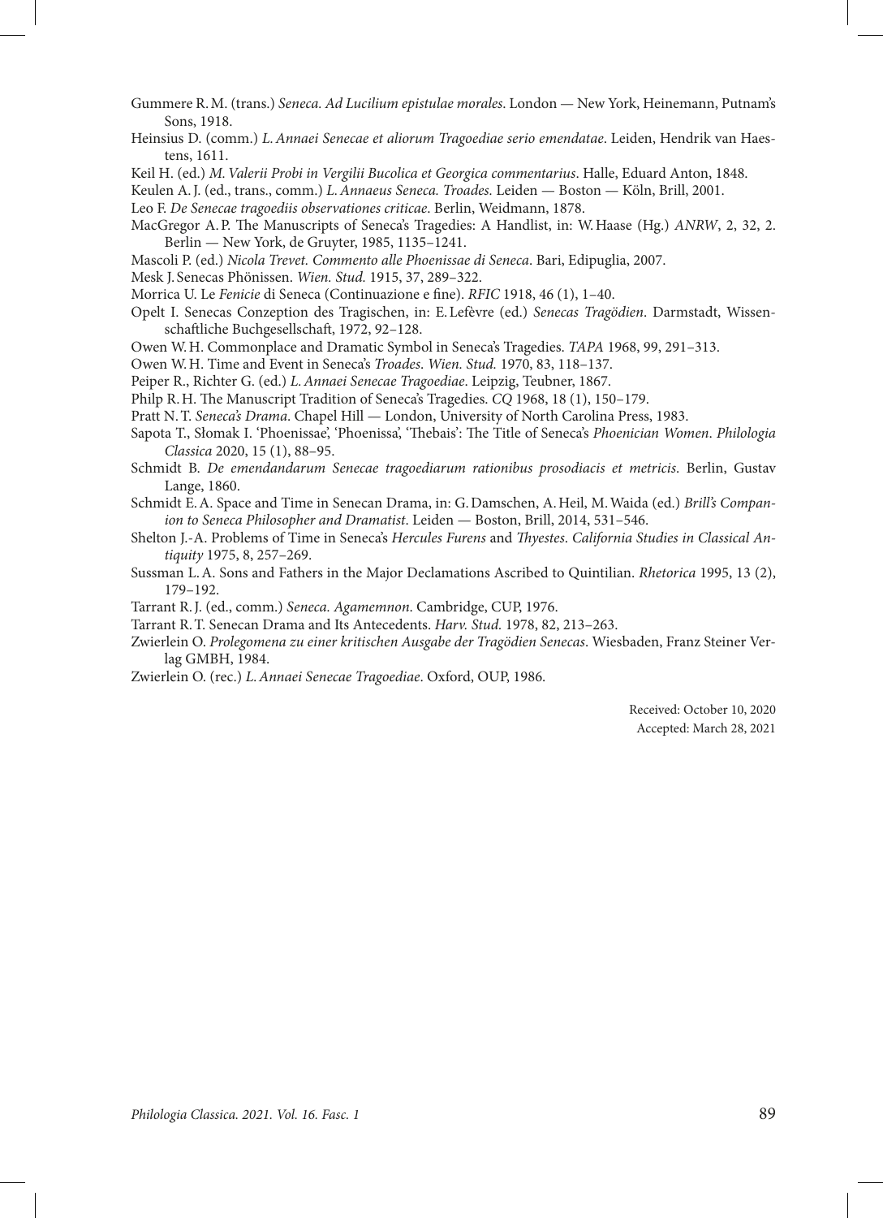Gummere R. M. (trans.) *Seneca. Ad Lucilium epistulae morales*. London — New York, Heinemann, Putnam's Sons, 1918.

Heinsius D. (comm.) *L. Annaei Senecae et aliorum Tragoediae serio emendatae*. Leiden, Hendrik van Haestens, 1611.

Keil H. (ed.) *M. Valerii Probi in Vergilii Bucolica et Georgica commentarius*. Halle, Eduard Anton, 1848.

Keulen A. J. (ed., trans., comm.) *L. Annaeus Seneca. Troades.* Leiden — Boston — Köln, Brill, 2001.

Leo F. *De Senecae tragoediis observationes criticae*. Berlin, Weidmann, 1878.

MacGregor A. P. The Manuscripts of Seneca's Tragedies: A Handlist, in: W. Haase (Hg.) *ANRW*, 2, 32, 2. Berlin — New York, de Gruyter, 1985, 1135–1241.

Mascoli P. (ed.) *Nicola Trevet. Commento alle Phoenissae di Seneca*. Bari, Edipuglia, 2007.

Mesk J. Senecas Phönissen. *Wien. Stud.* 1915, 37, 289–322.

Morrica U. Le *Fenicie* di Seneca (Continuazione e fine). *RFIC* 1918, 46 (1), 1–40.

Opelt I. Senecas Conzeption des Tragischen, in: E. Lefèvre (ed.) *Senecas Tragödien*. Darmstadt, Wissenschaftliche Buchgesellschaft, 1972, 92–128.

Owen W. H. Commonplace and Dramatic Symbol in Seneca's Tragedies. *TAPA* 1968, 99, 291–313.

Owen W. H. Time and Event in Seneca's *Troades*. *Wien. Stud.* 1970, 83, 118–137.

Peiper R., Richter G. (ed.) *L. Annaei Senecae Tragoediae*. Leipzig, Teubner, 1867.

Philp R. H. The Manuscript Tradition of Seneca's Tragedies. *CQ* 1968, 18 (1), 150–179.

Pratt N. T. *Seneca's Drama*. Chapel Hill — London, University of North Carolina Press, 1983.

Sapota T., Słomak I. 'Phoenissae', 'Phoenissa', 'Thebais': The Title of Seneca's *Phoenician Women*. *Philologia Classica* 2020, 15 (1), 88–95.

Schmidt B. *De emendandarum Senecae tragoediarum rationibus prosodiacis et metricis*. Berlin, Gustav Lange, 1860.

Schmidt E. A. Space and Time in Senecan Drama, in: G. Damschen, A. Heil, M. Waida (ed.) *Brill's Companion to Seneca Philosopher and Dramatist*. Leiden — Boston, Brill, 2014, 531–546.

Shelton J.-A. Problems of Time in Seneca's *Hercules Furens* and *Thyestes*. *California Studies in Classical Antiquity* 1975, 8, 257–269.

Sussman L. A. Sons and Fathers in the Major Declamations Ascribed to Quintilian. *Rhetorica* 1995, 13 (2), 179–192.

Tarrant R. J. (ed., comm.) *Seneca. Agamemnon*. Cambridge, CUP, 1976.

Tarrant R. T. Senecan Drama and Its Antecedents. *Harv. Stud.* 1978, 82, 213–263.

Zwierlein O. *Prolegomena zu einer kritischen Ausgabe der Tragödien Senecas*. Wiesbaden, Franz Steiner Verlag GMBH, 1984.

Zwierlein O. (rec.) *L. Annaei Senecae Tragoediae*. Oxford, OUP, 1986.

Received: October 10, 2020
Accepted: March 28, 2021